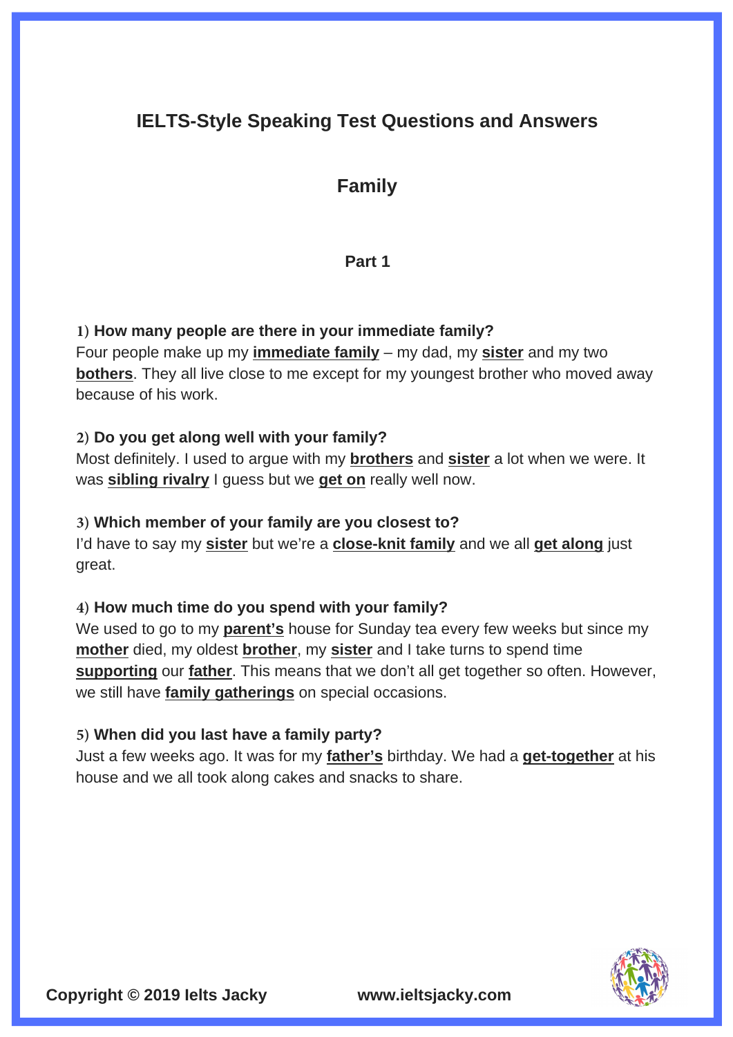# IELTS-Style Speaking Test Questions and Answers

## Family

### Part 1

1) **How many people are there in your immediate family?**
Four people make up my **immediate family** – my dad, my **sister** and my two **bothers**. They all live close to me except for my youngest brother who moved away because of his work.

2) **Do you get along well with your family?**
Most definitely. I used to argue with my **brothers** and **sister** a lot when we were. It was **sibling rivalry** I guess but we **get on** really well now.

3) **Which member of your family are you closest to?**
I'd have to say my **sister** but we're a **close-knit family** and we all **get along** just great.

4) **How much time do you spend with your family?**
We used to go to my **parent's** house for Sunday tea every few weeks but since my **mother** died, my oldest **brother**, my **sister** and I take turns to spend time **supporting** our **father**. This means that we don't all get together so often. However, we still have **family gatherings** on special occasions.

5) **When did you last have a family party?**
Just a few weeks ago. It was for my **father's** birthday. We had a **get-together** at his house and we all took along cakes and snacks to share.

Copyright © 2019 Ielts Jacky www.ieltsjacky.com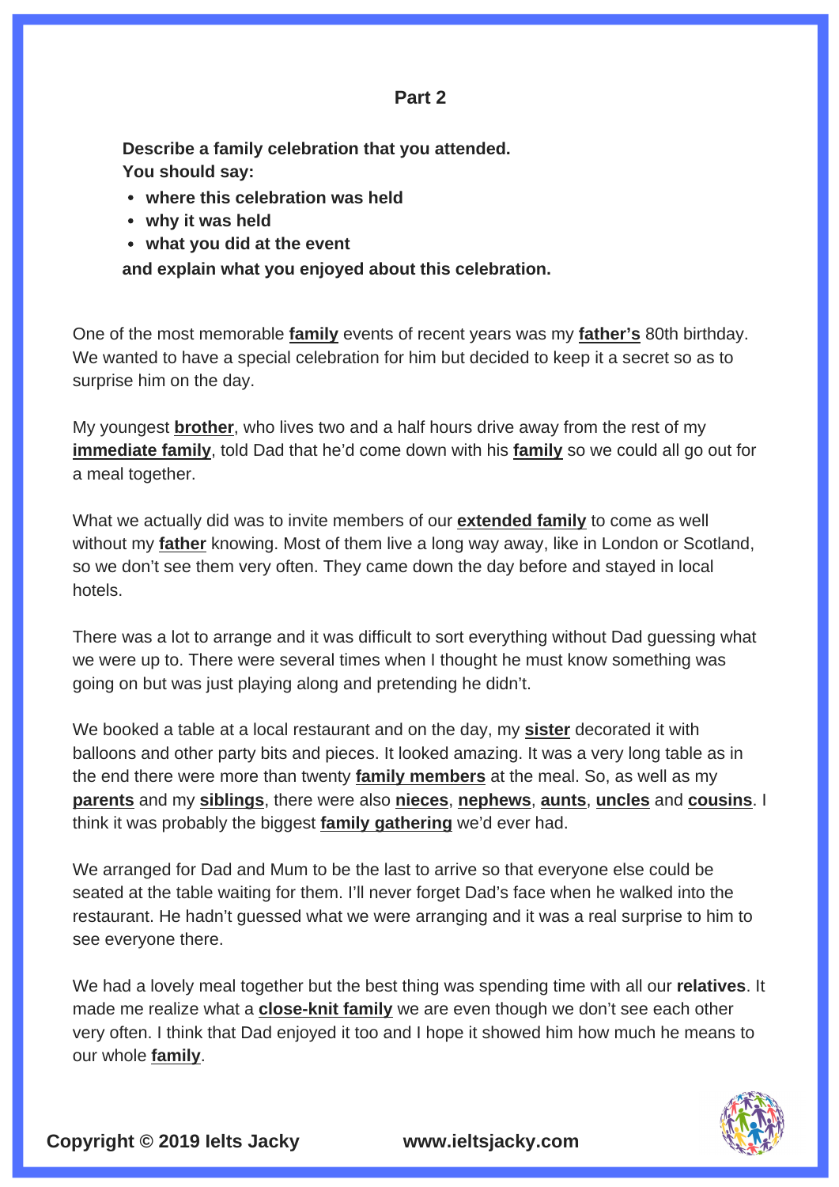## Part 2

**Describe a family celebration that you attended.**
**You should say:**

- **where this celebration was held**
- **why it was held**
- **what you did at the event**

**and explain what you enjoyed about this celebration.**

One of the most memorable **family** events of recent years was my **father's** 80th birthday. We wanted to have a special celebration for him but decided to keep it a secret so as to surprise him on the day.

My youngest **brother**, who lives two and a half hours drive away from the rest of my **immediate family**, told Dad that he'd come down with his **family** so we could all go out for a meal together.

What we actually did was to invite members of our **extended family** to come as well without my **father** knowing. Most of them live a long way away, like in London or Scotland, so we don't see them very often. They came down the day before and stayed in local hotels.

There was a lot to arrange and it was difficult to sort everything without Dad guessing what we were up to. There were several times when I thought he must know something was going on but was just playing along and pretending he didn't.

We booked a table at a local restaurant and on the day, my **sister** decorated it with balloons and other party bits and pieces. It looked amazing. It was a very long table as in the end there were more than twenty **family members** at the meal. So, as well as my **parents** and my **siblings**, there were also **nieces**, **nephews**, **aunts**, **uncles** and **cousins**. I think it was probably the biggest **family gathering** we'd ever had.

We arranged for Dad and Mum to be the last to arrive so that everyone else could be seated at the table waiting for them. I'll never forget Dad's face when he walked into the restaurant. He hadn't guessed what we were arranging and it was a real surprise to him to see everyone there.

We had a lovely meal together but the best thing was spending time with all our **relatives**. It made me realize what a **close-knit family** we are even though we don't see each other very often. I think that Dad enjoyed it too and I hope it showed him how much he means to our whole **family**.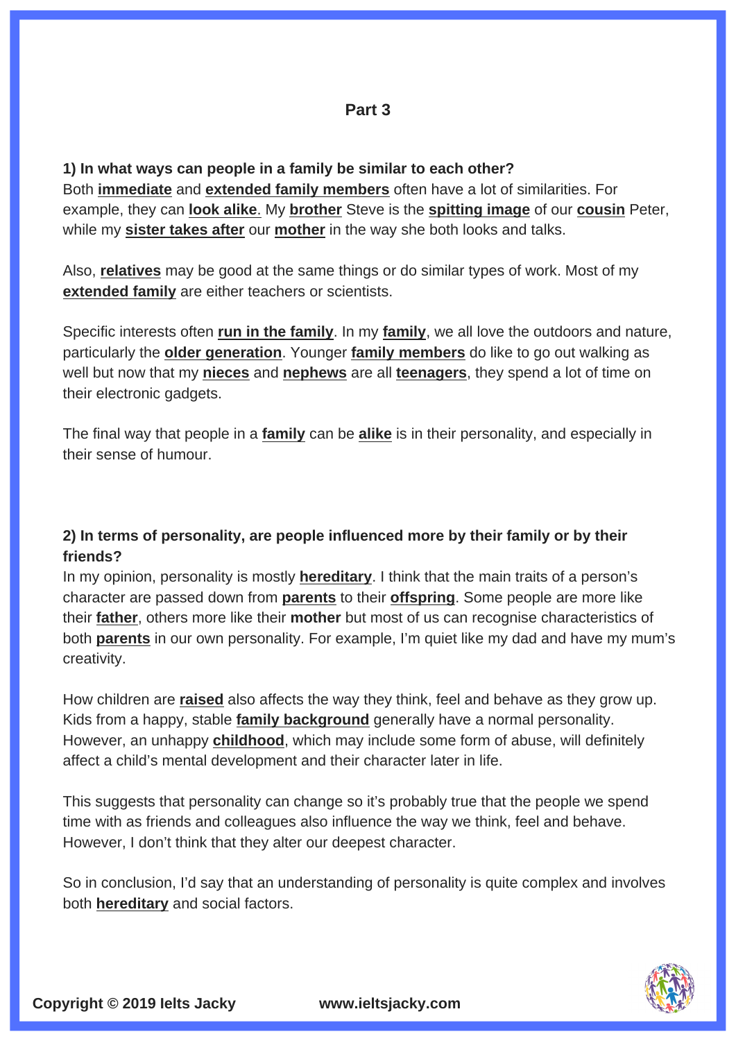## Part 3

**1) In what ways can people in a family be similar to each other?**
Both **immediate** and **extended family members** often have a lot of similarities. For example, they can **look alike**. My **brother** Steve is the **spitting image** of our **cousin** Peter, while my **sister takes after** our **mother** in the way she both looks and talks.

Also, **relatives** may be good at the same things or do similar types of work. Most of my **extended family** are either teachers or scientists.

Specific interests often **run in the family**. In my **family**, we all love the outdoors and nature, particularly the **older generation**. Younger **family members** do like to go out walking as well but now that my **nieces** and **nephews** are all **teenagers**, they spend a lot of time on their electronic gadgets.

The final way that people in a **family** can be **alike** is in their personality, and especially in their sense of humour.

**2) In terms of personality, are people influenced more by their family or by their friends?**
In my opinion, personality is mostly **hereditary**. I think that the main traits of a person's character are passed down from **parents** to their **offspring**. Some people are more like their **father**, others more like their **mother** but most of us can recognise characteristics of both **parents** in our own personality. For example, I'm quiet like my dad and have my mum's creativity.

How children are **raised** also affects the way they think, feel and behave as they grow up. Kids from a happy, stable **family background** generally have a normal personality. However, an unhappy **childhood**, which may include some form of abuse, will definitely affect a child's mental development and their character later in life.

This suggests that personality can change so it's probably true that the people we spend time with as friends and colleagues also influence the way we think, feel and behave. However, I don't think that they alter our deepest character.

So in conclusion, I'd say that an understanding of personality is quite complex and involves both **hereditary** and social factors.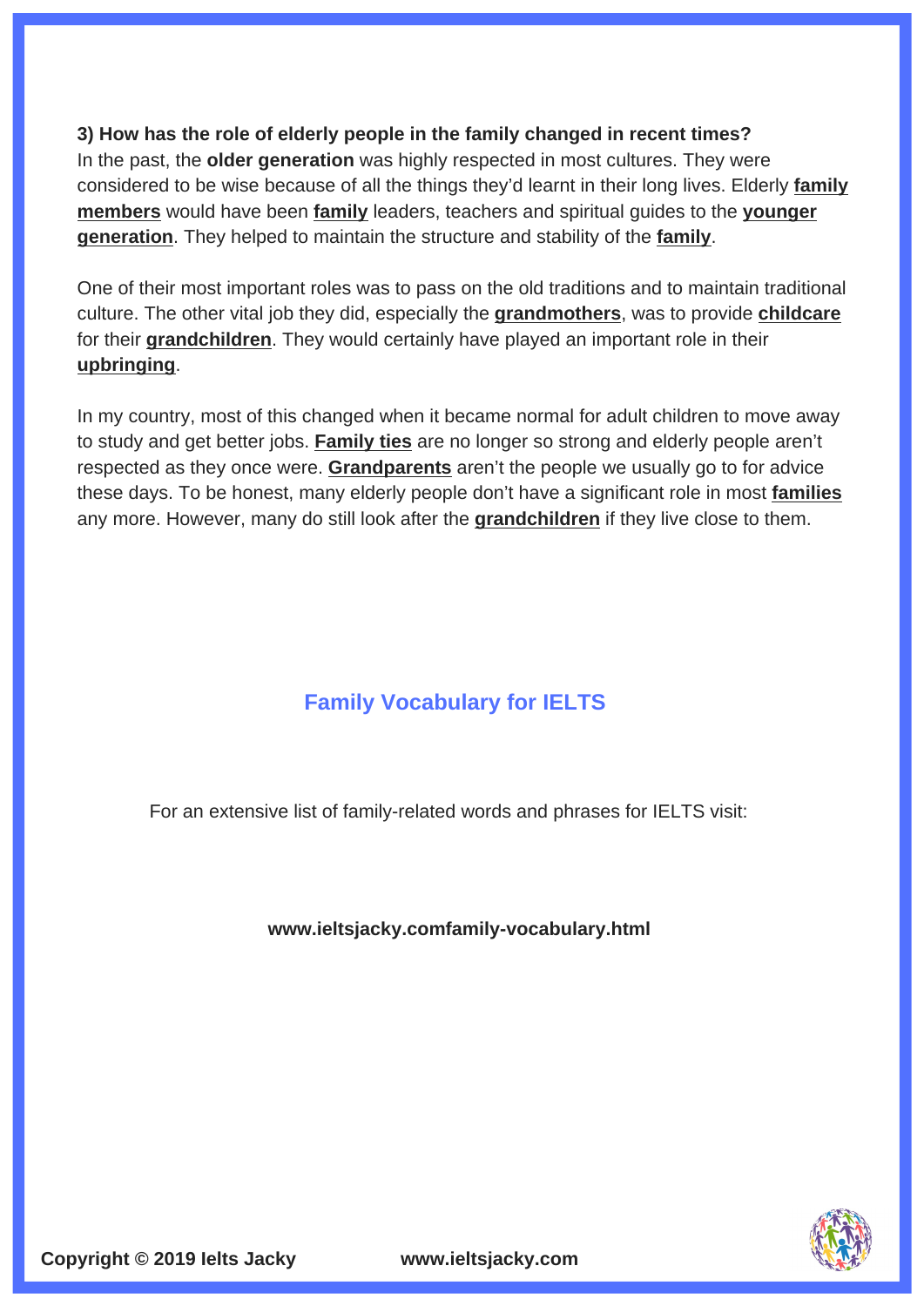**3) How has the role of elderly people in the family changed in recent times?**

In the past, the **older generation** was highly respected in most cultures. They were considered to be wise because of all the things they'd learnt in their long lives. Elderly **family members** would have been **family** leaders, teachers and spiritual guides to the **younger generation**. They helped to maintain the structure and stability of the **family**.

One of their most important roles was to pass on the old traditions and to maintain traditional culture. The other vital job they did, especially the **grandmothers**, was to provide **childcare** for their **grandchildren**. They would certainly have played an important role in their **upbringing**.

In my country, most of this changed when it became normal for adult children to move away to study and get better jobs. **Family ties** are no longer so strong and elderly people aren't respected as they once were. **Grandparents** aren't the people we usually go to for advice these days. To be honest, many elderly people don't have a significant role in most **families** any more. However, many do still look after the **grandchildren** if they live close to them.

## Family Vocabulary for IELTS

For an extensive list of family-related words and phrases for IELTS visit:

**www.ieltsjacky.comfamily-vocabulary.html**